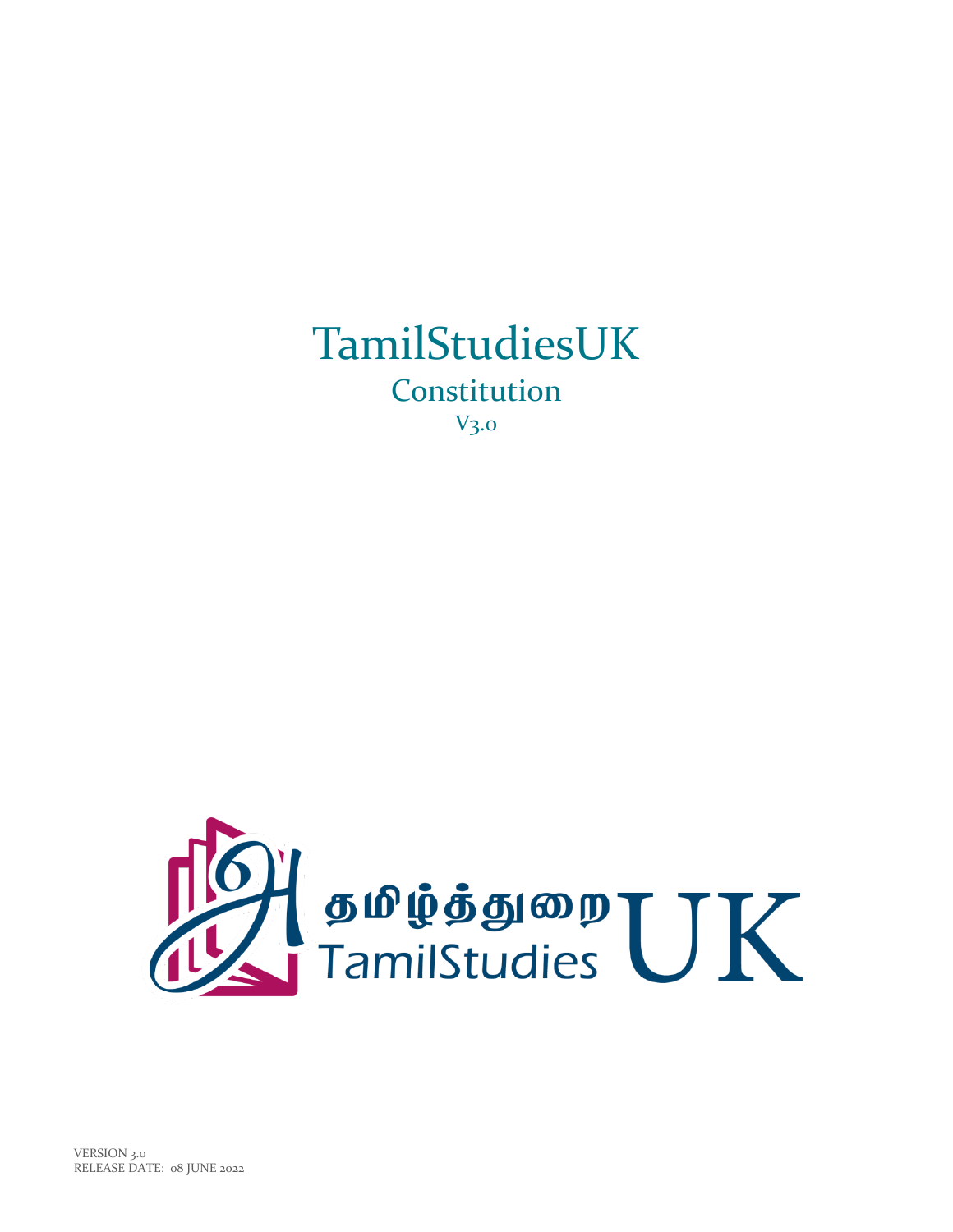# TamilStudiesUK

## Constitution

V3.0

தமிழ்த்துறை TamilStudies UK

VERSION 3.0
RELEASE DATE: 08 JUNE 2022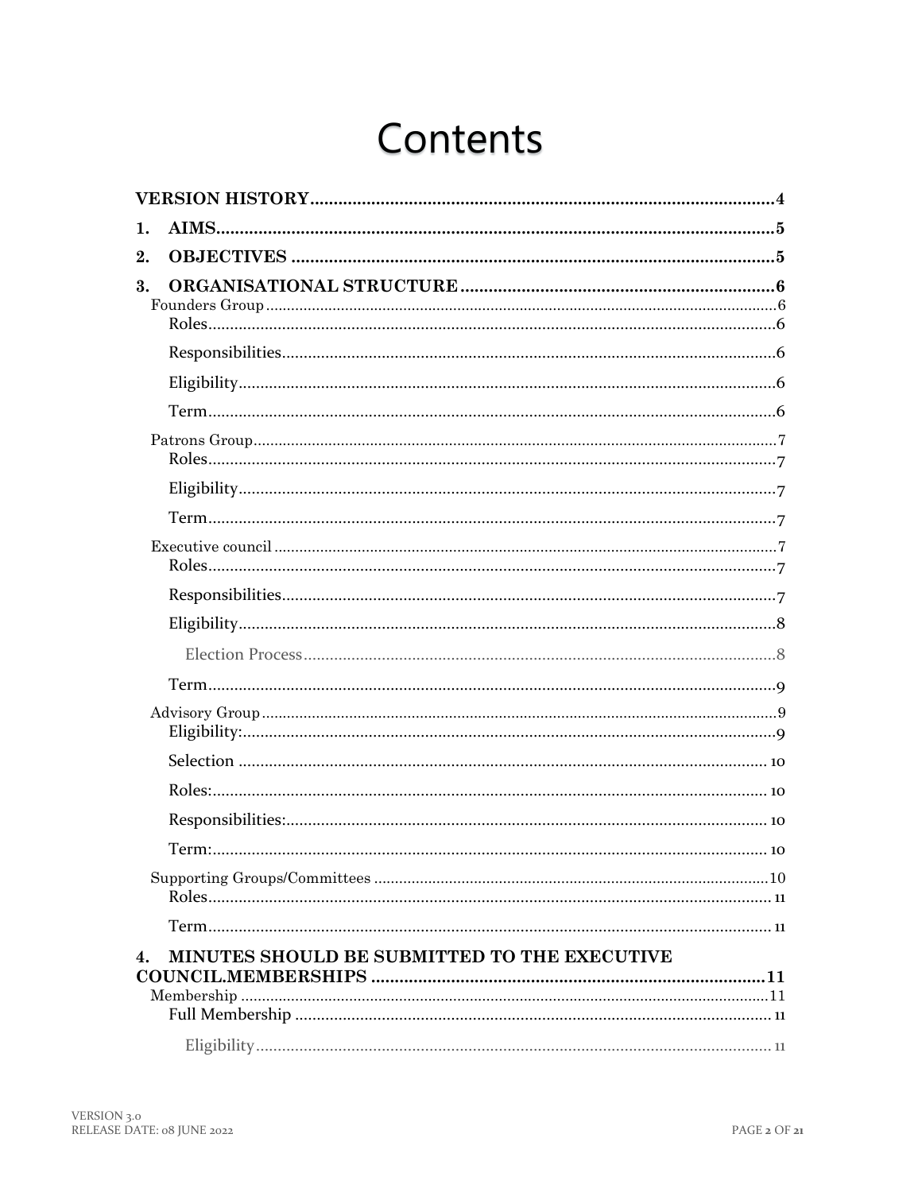# Contents

- **VERSION HISTORY** .......... 4
- **1. AIMS** .......... 5
- **2. OBJECTIVES** .......... 5
- **3. ORGANISATIONAL STRUCTURE** .......... 6
  - Founders Group .......... 6
    - Roles .......... 6
    - Responsibilities .......... 6
    - Eligibility .......... 6
    - Term .......... 6
  - Patrons Group .......... 7
    - Roles .......... 7
    - Eligibility .......... 7
    - Term .......... 7
  - Executive council .......... 7
    - Roles .......... 7
    - Responsibilities .......... 7
    - Eligibility .......... 8
      - Election Process .......... 8
    - Term .......... 9
  - Advisory Group .......... 9
    - Eligibility: .......... 9
    - Selection .......... 10
    - Roles: .......... 10
    - Responsibilities: .......... 10
    - Term: .......... 10
  - Supporting Groups/Committees .......... 10
    - Roles .......... 11
    - Term .......... 11
- **4. MINUTES SHOULD BE SUBMITTED TO THE EXECUTIVE COUNCIL.MEMBERSHIPS** .......... 11
  - Membership .......... 11
    - Full Membership .......... 11
      - Eligibility .......... 11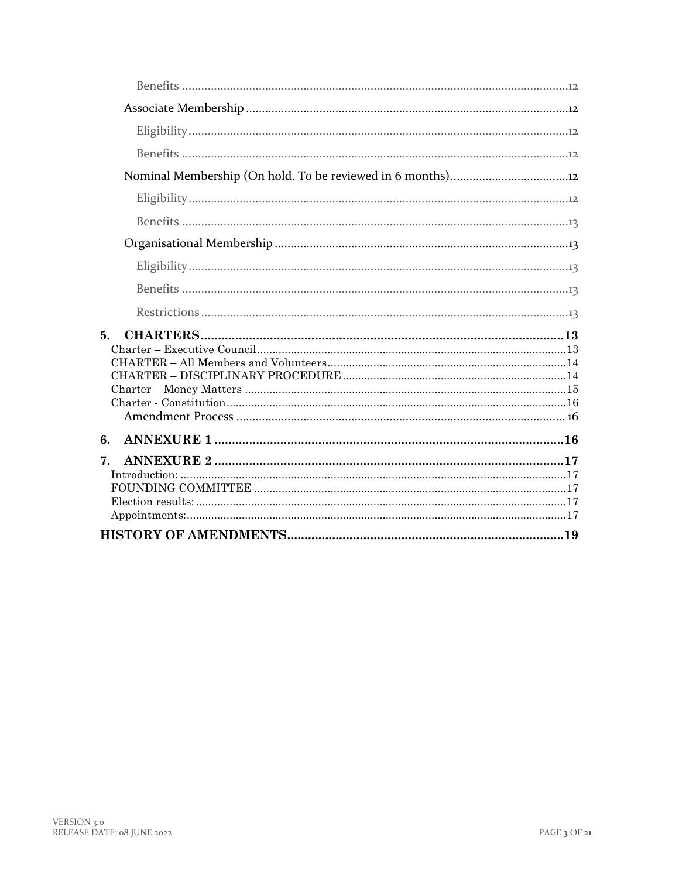Benefits .......... 12

Associate Membership .......... 12

Eligibility .......... 12

Benefits .......... 12

Nominal Membership (On hold. To be reviewed in 6 months) .......... 12

Eligibility .......... 12

Benefits .......... 13

Organisational Membership .......... 13

Eligibility .......... 13

Benefits .......... 13

Restrictions .......... 13

**5. CHARTERS .......... 13**

Charter – Executive Council .......... 13

CHARTER – All Members and Volunteers .......... 14

CHARTER – DISCIPLINARY PROCEDURE .......... 14

Charter – Money Matters .......... 15

Charter - Constitution .......... 16

Amendment Process .......... 16

**6. ANNEXURE 1 .......... 16**

**7. ANNEXURE 2 .......... 17**

Introduction: .......... 17

FOUNDING COMMITTEE .......... 17

Election results: .......... 17

Appointments: .......... 17

**HISTORY OF AMENDMENTS .......... 19**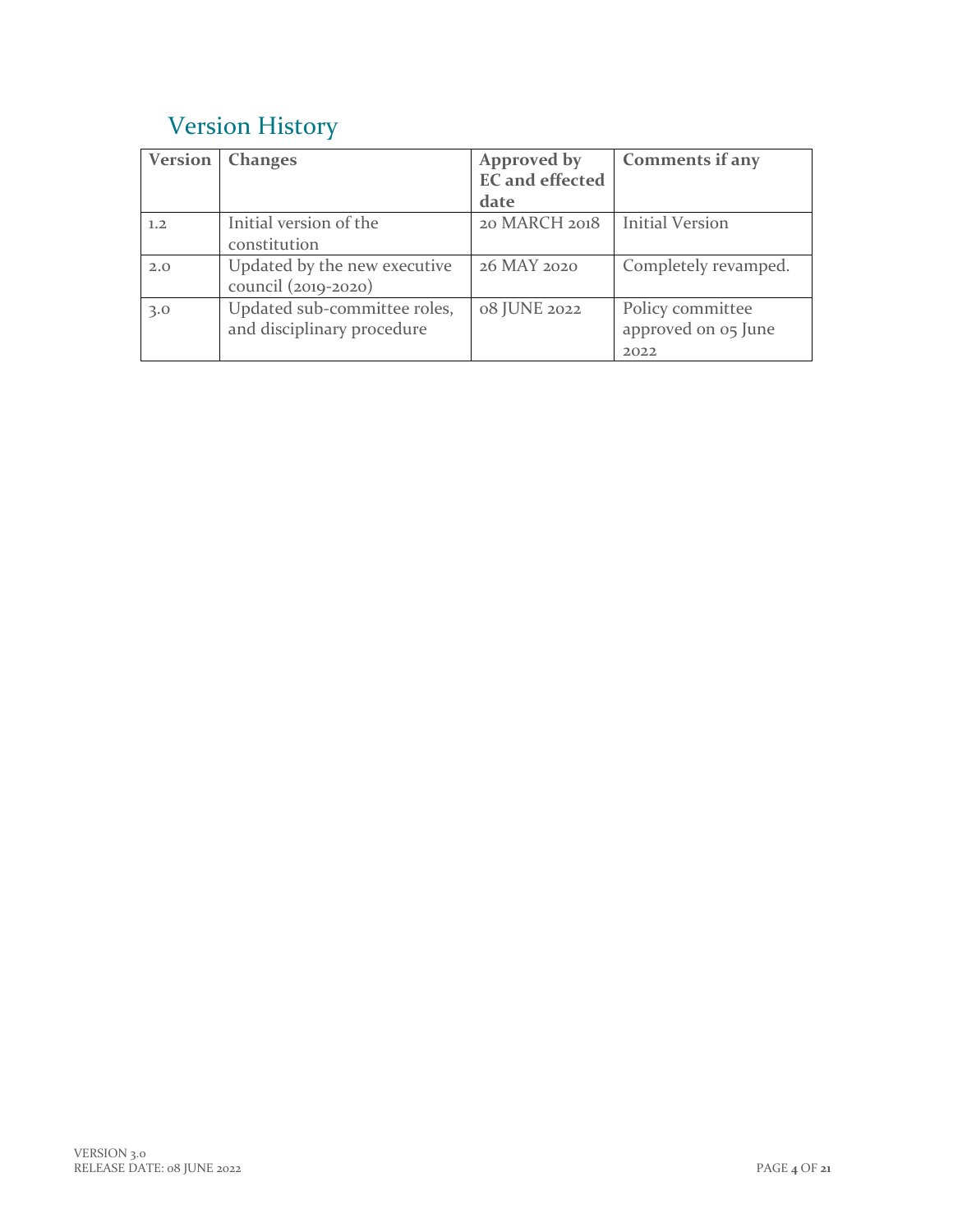## Version History

| Version | Changes | Approved by EC and effected date | Comments if any |
|---|---|---|---|
| 1.2 | Initial version of the constitution | 20 MARCH 2018 | Initial Version |
| 2.0 | Updated by the new executive council (2019-2020) | 26 MAY 2020 | Completely revamped. |
| 3.0 | Updated sub-committee roles, and disciplinary procedure | 08 JUNE 2022 | Policy committee approved on 05 June 2022 |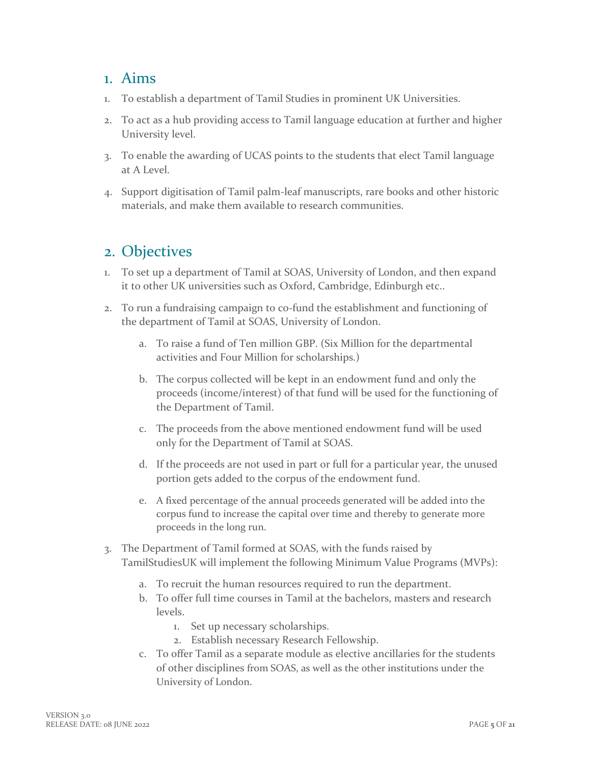## 1. Aims

1. To establish a department of Tamil Studies in prominent UK Universities.
2. To act as a hub providing access to Tamil language education at further and higher University level.
3. To enable the awarding of UCAS points to the students that elect Tamil language at A Level.
4. Support digitisation of Tamil palm-leaf manuscripts, rare books and other historic materials, and make them available to research communities.

## 2. Objectives

1. To set up a department of Tamil at SOAS, University of London, and then expand it to other UK universities such as Oxford, Cambridge, Edinburgh etc..
2. To run a fundraising campaign to co-fund the establishment and functioning of the department of Tamil at SOAS, University of London.
    a. To raise a fund of Ten million GBP. (Six Million for the departmental activities and Four Million for scholarships.)
    b. The corpus collected will be kept in an endowment fund and only the proceeds (income/interest) of that fund will be used for the functioning of the Department of Tamil.
    c. The proceeds from the above mentioned endowment fund will be used only for the Department of Tamil at SOAS.
    d. If the proceeds are not used in part or full for a particular year, the unused portion gets added to the corpus of the endowment fund.
    e. A fixed percentage of the annual proceeds generated will be added into the corpus fund to increase the capital over time and thereby to generate more proceeds in the long run.
3. The Department of Tamil formed at SOAS, with the funds raised by TamilStudiesUK will implement the following Minimum Value Programs (MVPs):
    a. To recruit the human resources required to run the department.
    b. To offer full time courses in Tamil at the bachelors, masters and research levels.
        1. Set up necessary scholarships.
        2. Establish necessary Research Fellowship.
    c. To offer Tamil as a separate module as elective ancillaries for the students of other disciplines from SOAS, as well as the other institutions under the University of London.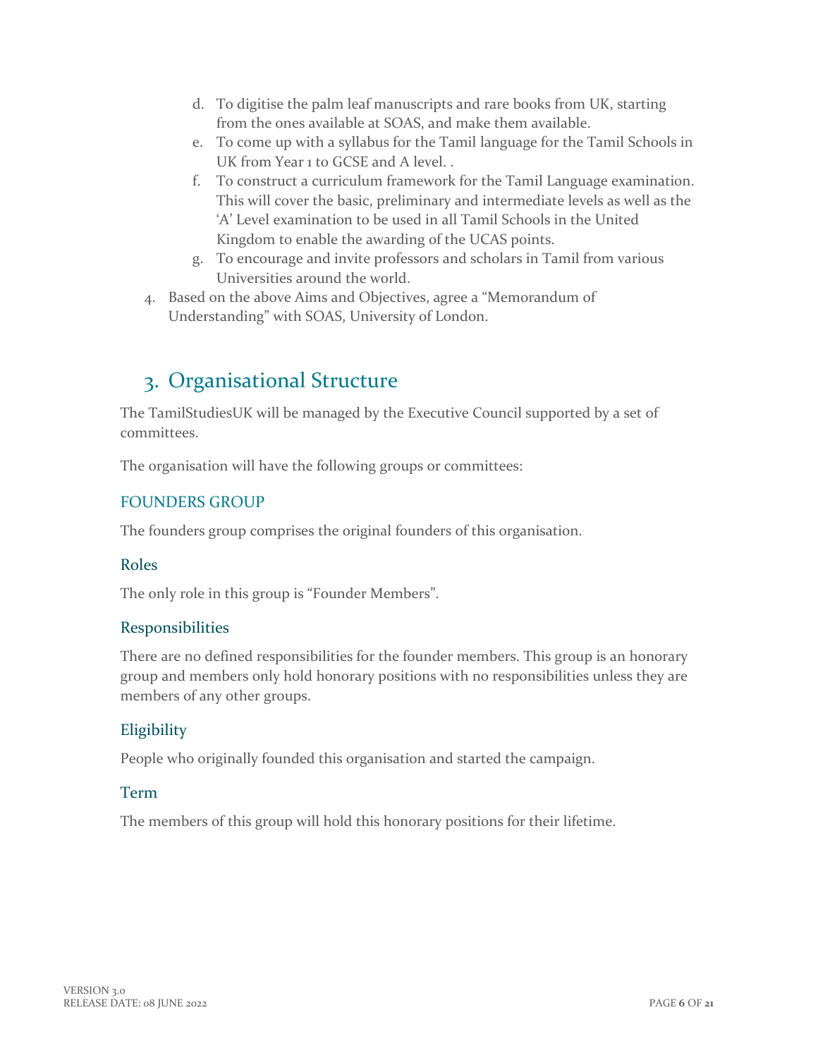d. To digitise the palm leaf manuscripts and rare books from UK, starting from the ones available at SOAS, and make them available.
e. To come up with a syllabus for the Tamil language for the Tamil Schools in UK from Year 1 to GCSE and A level. .
f. To construct a curriculum framework for the Tamil Language examination. This will cover the basic, preliminary and intermediate levels as well as the 'A' Level examination to be used in all Tamil Schools in the United Kingdom to enable the awarding of the UCAS points.
g. To encourage and invite professors and scholars in Tamil from various Universities around the world.

4. Based on the above Aims and Objectives, agree a "Memorandum of Understanding" with SOAS, University of London.

# 3. Organisational Structure

The TamilStudiesUK will be managed by the Executive Council supported by a set of committees.

The organisation will have the following groups or committees:

## FOUNDERS GROUP

The founders group comprises the original founders of this organisation.

### Roles

The only role in this group is "Founder Members".

### Responsibilities

There are no defined responsibilities for the founder members. This group is an honorary group and members only hold honorary positions with no responsibilities unless they are members of any other groups.

### Eligibility

People who originally founded this organisation and started the campaign.

### Term

The members of this group will hold this honorary positions for their lifetime.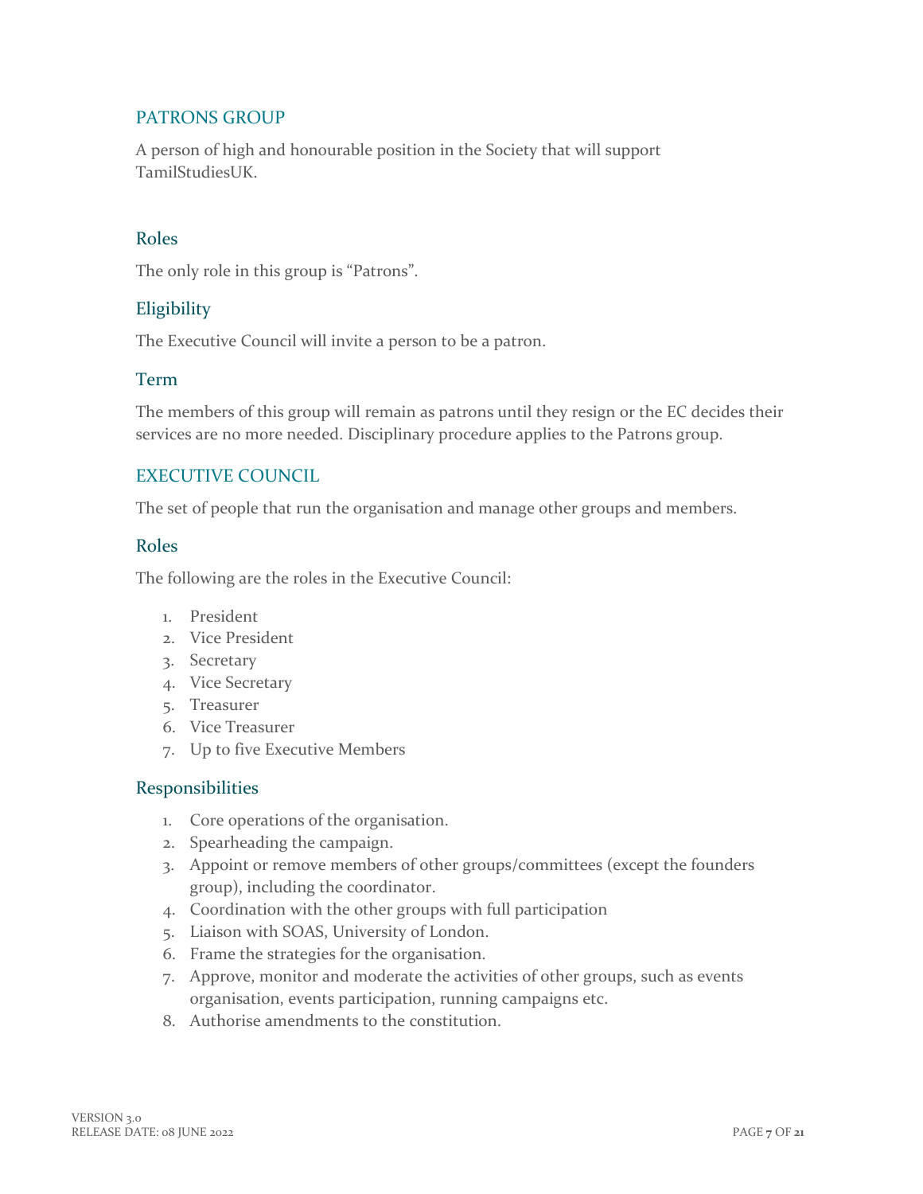## PATRONS GROUP

A person of high and honourable position in the Society that will support TamilStudiesUK.

### Roles

The only role in this group is “Patrons”.

### Eligibility

The Executive Council will invite a person to be a patron.

### Term

The members of this group will remain as patrons until they resign or the EC decides their services are no more needed. Disciplinary procedure applies to the Patrons group.

## EXECUTIVE COUNCIL

The set of people that run the organisation and manage other groups and members.

### Roles

The following are the roles in the Executive Council:

1. President
2. Vice President
3. Secretary
4. Vice Secretary
5. Treasurer
6. Vice Treasurer
7. Up to five Executive Members

### Responsibilities

1. Core operations of the organisation.
2. Spearheading the campaign.
3. Appoint or remove members of other groups/committees (except the founders group), including the coordinator.
4. Coordination with the other groups with full participation
5. Liaison with SOAS, University of London.
6. Frame the strategies for the organisation.
7. Approve, monitor and moderate the activities of other groups, such as events organisation, events participation, running campaigns etc.
8. Authorise amendments to the constitution.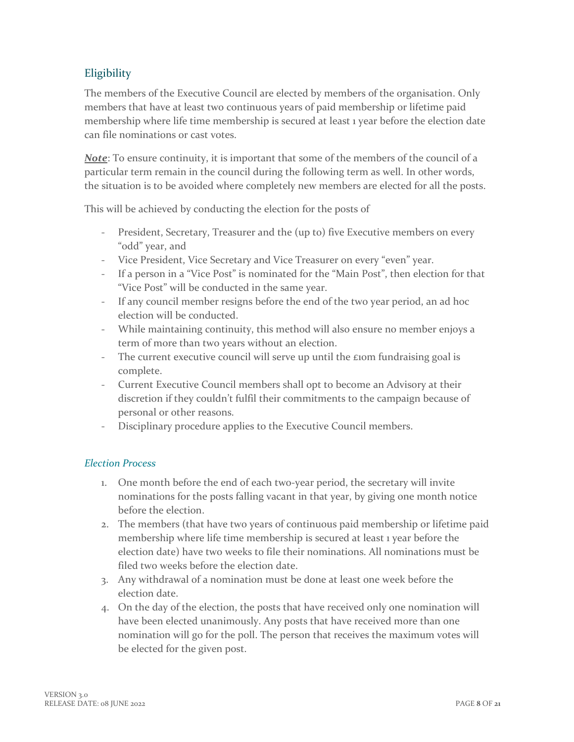## Eligibility

The members of the Executive Council are elected by members of the organisation. Only members that have at least two continuous years of paid membership or lifetime paid membership where life time membership is secured at least 1 year before the election date can file nominations or cast votes.

***Note***: To ensure continuity, it is important that some of the members of the council of a particular term remain in the council during the following term as well. In other words, the situation is to be avoided where completely new members are elected for all the posts.

This will be achieved by conducting the election for the posts of

- President, Secretary, Treasurer and the (up to) five Executive members on every "odd" year, and
- Vice President, Vice Secretary and Vice Treasurer on every "even" year.
- If a person in a "Vice Post" is nominated for the "Main Post", then election for that "Vice Post" will be conducted in the same year.
- If any council member resigns before the end of the two year period, an ad hoc election will be conducted.
- While maintaining continuity, this method will also ensure no member enjoys a term of more than two years without an election.
- The current executive council will serve up until the £10m fundraising goal is complete.
- Current Executive Council members shall opt to become an Advisory at their discretion if they couldn't fulfil their commitments to the campaign because of personal or other reasons.
- Disciplinary procedure applies to the Executive Council members.

### *Election Process*

1. One month before the end of each two-year period, the secretary will invite nominations for the posts falling vacant in that year, by giving one month notice before the election.
2. The members (that have two years of continuous paid membership or lifetime paid membership where life time membership is secured at least 1 year before the election date) have two weeks to file their nominations. All nominations must be filed two weeks before the election date.
3. Any withdrawal of a nomination must be done at least one week before the election date.
4. On the day of the election, the posts that have received only one nomination will have been elected unanimously. Any posts that have received more than one nomination will go for the poll. The person that receives the maximum votes will be elected for the given post.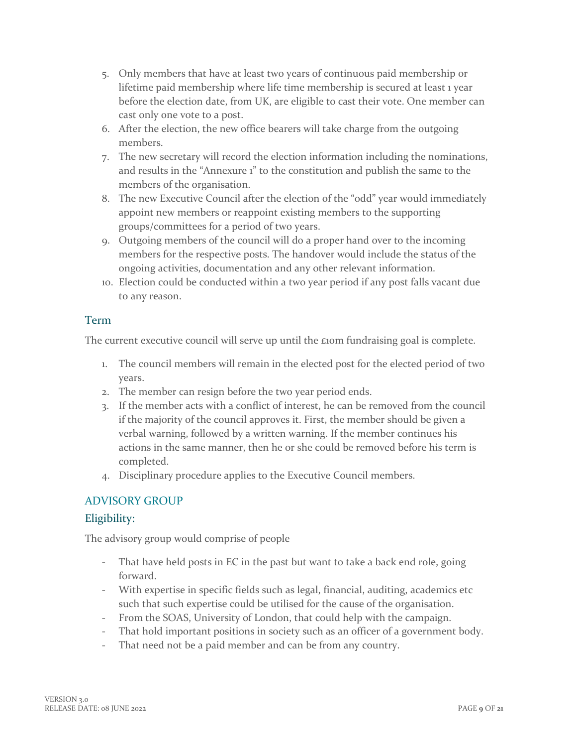5. Only members that have at least two years of continuous paid membership or lifetime paid membership where life time membership is secured at least 1 year before the election date, from UK, are eligible to cast their vote. One member can cast only one vote to a post.
6. After the election, the new office bearers will take charge from the outgoing members.
7. The new secretary will record the election information including the nominations, and results in the "Annexure 1" to the constitution and publish the same to the members of the organisation.
8. The new Executive Council after the election of the "odd" year would immediately appoint new members or reappoint existing members to the supporting groups/committees for a period of two years.
9. Outgoing members of the council will do a proper hand over to the incoming members for the respective posts. The handover would include the status of the ongoing activities, documentation and any other relevant information.
10. Election could be conducted within a two year period if any post falls vacant due to any reason.

### Term

The current executive council will serve up until the £10m fundraising goal is complete.

1. The council members will remain in the elected post for the elected period of two years.
2. The member can resign before the two year period ends.
3. If the member acts with a conflict of interest, he can be removed from the council if the majority of the council approves it. First, the member should be given a verbal warning, followed by a written warning. If the member continues his actions in the same manner, then he or she could be removed before his term is completed.
4. Disciplinary procedure applies to the Executive Council members.

## ADVISORY GROUP

### Eligibility:

The advisory group would comprise of people

- That have held posts in EC in the past but want to take a back end role, going forward.
- With expertise in specific fields such as legal, financial, auditing, academics etc such that such expertise could be utilised for the cause of the organisation.
- From the SOAS, University of London, that could help with the campaign.
- That hold important positions in society such as an officer of a government body.
- That need not be a paid member and can be from any country.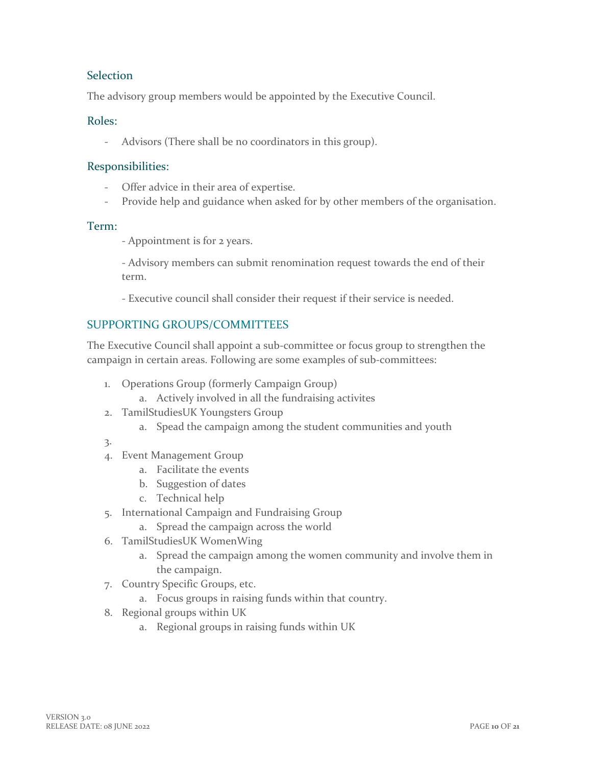### Selection

The advisory group members would be appointed by the Executive Council.

### Roles:

- Advisors (There shall be no coordinators in this group).

### Responsibilities:

- Offer advice in their area of expertise.
- Provide help and guidance when asked for by other members of the organisation.

### Term:

- Appointment is for 2 years.

- Advisory members can submit renomination request towards the end of their term.

- Executive council shall consider their request if their service is needed.

## SUPPORTING GROUPS/COMMITTEES

The Executive Council shall appoint a sub-committee or focus group to strengthen the campaign in certain areas. Following are some examples of sub-committees:

1. Operations Group (formerly Campaign Group)
    a. Actively involved in all the fundraising activites
2. TamilStudiesUK Youngsters Group
    a. Spead the campaign among the student communities and youth
3. 
4. Event Management Group
    a. Facilitate the events
    b. Suggestion of dates
    c. Technical help
5. International Campaign and Fundraising Group
    a. Spread the campaign across the world
6. TamilStudiesUK WomenWing
    a. Spread the campaign among the women community and involve them in the campaign.
7. Country Specific Groups, etc.
    a. Focus groups in raising funds within that country.
8. Regional groups within UK
    a. Regional groups in raising funds within UK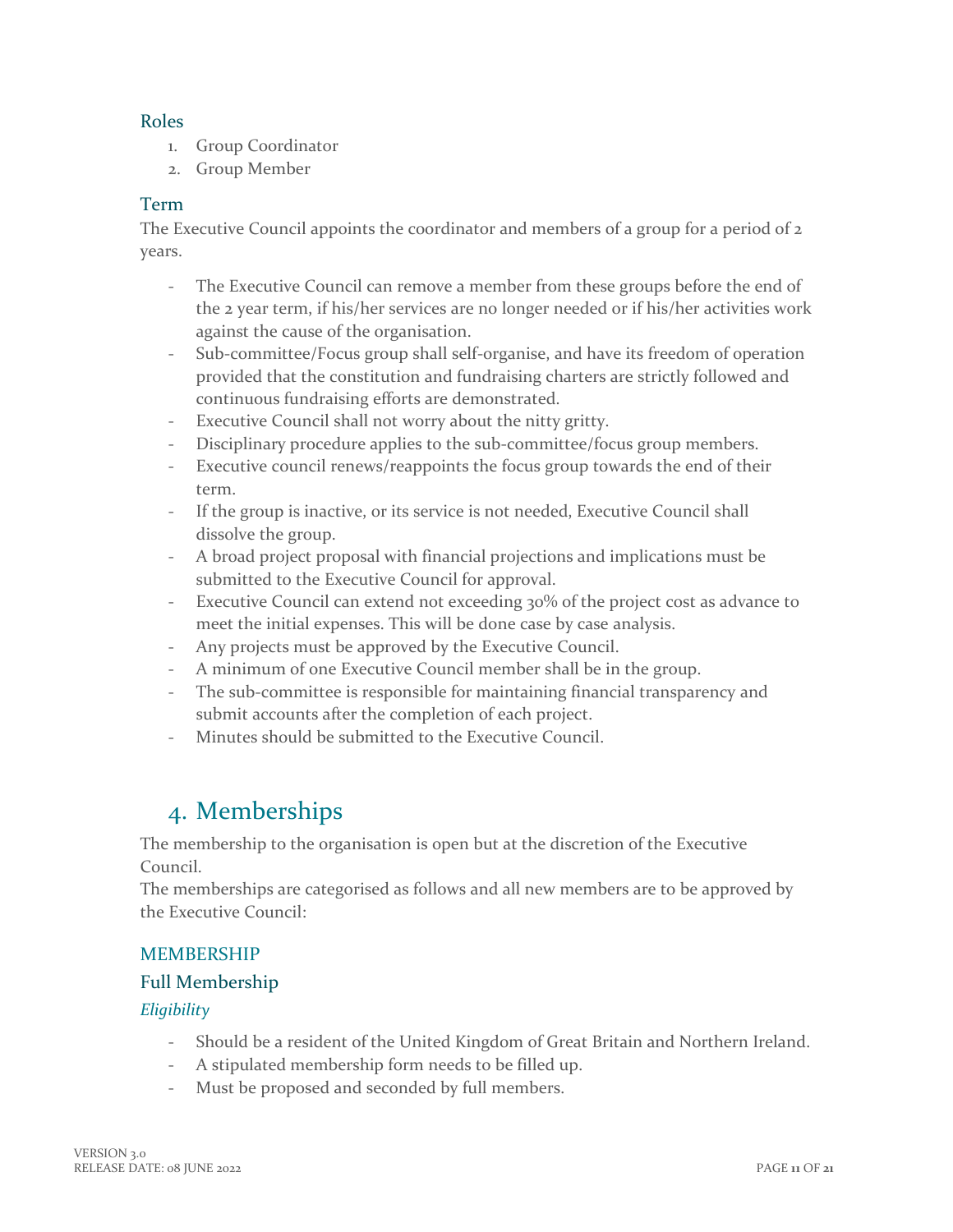### Roles

1. Group Coordinator
2. Group Member

### Term

The Executive Council appoints the coordinator and members of a group for a period of 2 years.

- The Executive Council can remove a member from these groups before the end of the 2 year term, if his/her services are no longer needed or if his/her activities work against the cause of the organisation.
- Sub-committee/Focus group shall self-organise, and have its freedom of operation provided that the constitution and fundraising charters are strictly followed and continuous fundraising efforts are demonstrated.
- Executive Council shall not worry about the nitty gritty.
- Disciplinary procedure applies to the sub-committee/focus group members.
- Executive council renews/reappoints the focus group towards the end of their term.
- If the group is inactive, or its service is not needed, Executive Council shall dissolve the group.
- A broad project proposal with financial projections and implications must be submitted to the Executive Council for approval.
- Executive Council can extend not exceeding 30% of the project cost as advance to meet the initial expenses. This will be done case by case analysis.
- Any projects must be approved by the Executive Council.
- A minimum of one Executive Council member shall be in the group.
- The sub-committee is responsible for maintaining financial transparency and submit accounts after the completion of each project.
- Minutes should be submitted to the Executive Council.

## 4. Memberships

The membership to the organisation is open but at the discretion of the Executive Council.
The memberships are categorised as follows and all new members are to be approved by the Executive Council:

### MEMBERSHIP

### Full Membership

*Eligibility*

- Should be a resident of the United Kingdom of Great Britain and Northern Ireland.
- A stipulated membership form needs to be filled up.
- Must be proposed and seconded by full members.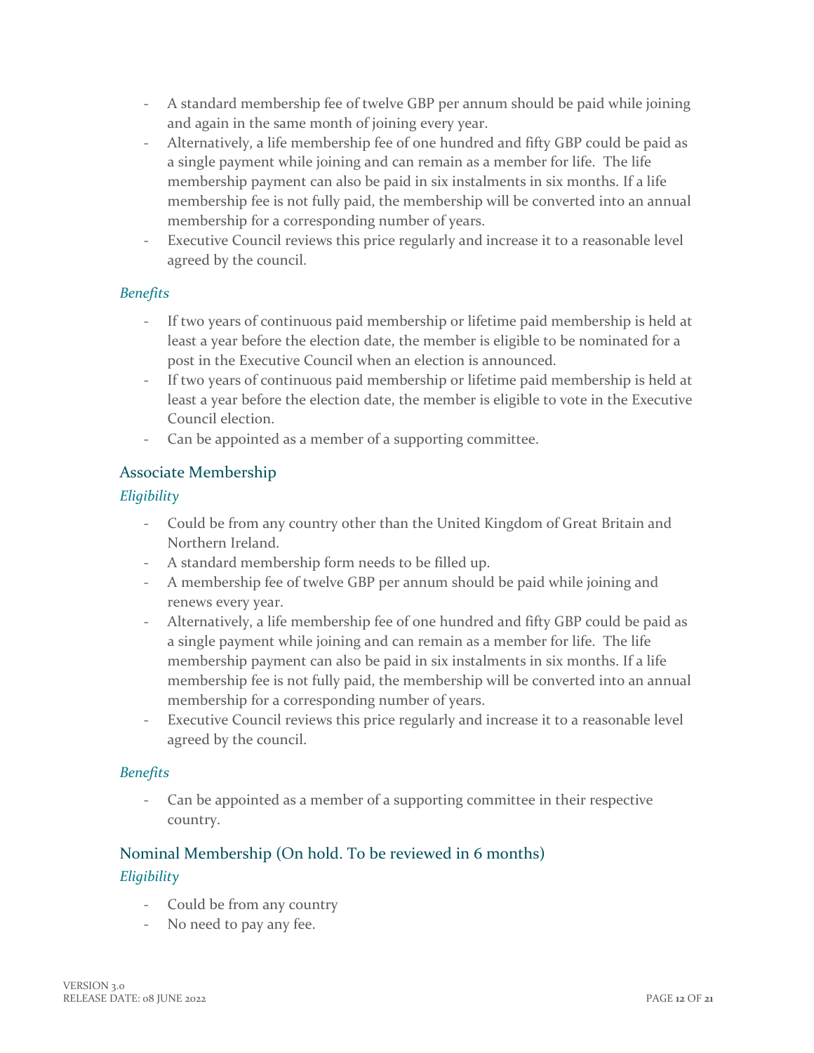- A standard membership fee of twelve GBP per annum should be paid while joining and again in the same month of joining every year.
- Alternatively, a life membership fee of one hundred and fifty GBP could be paid as a single payment while joining and can remain as a member for life. The life membership payment can also be paid in six instalments in six months. If a life membership fee is not fully paid, the membership will be converted into an annual membership for a corresponding number of years.
- Executive Council reviews this price regularly and increase it to a reasonable level agreed by the council.

#### *Benefits*

- If two years of continuous paid membership or lifetime paid membership is held at least a year before the election date, the member is eligible to be nominated for a post in the Executive Council when an election is announced.
- If two years of continuous paid membership or lifetime paid membership is held at least a year before the election date, the member is eligible to vote in the Executive Council election.
- Can be appointed as a member of a supporting committee.

### Associate Membership

#### *Eligibility*

- Could be from any country other than the United Kingdom of Great Britain and Northern Ireland.
- A standard membership form needs to be filled up.
- A membership fee of twelve GBP per annum should be paid while joining and renews every year.
- Alternatively, a life membership fee of one hundred and fifty GBP could be paid as a single payment while joining and can remain as a member for life. The life membership payment can also be paid in six instalments in six months. If a life membership fee is not fully paid, the membership will be converted into an annual membership for a corresponding number of years.
- Executive Council reviews this price regularly and increase it to a reasonable level agreed by the council.

#### *Benefits*

- Can be appointed as a member of a supporting committee in their respective country.

### Nominal Membership (On hold. To be reviewed in 6 months)

#### *Eligibility*

- Could be from any country
- No need to pay any fee.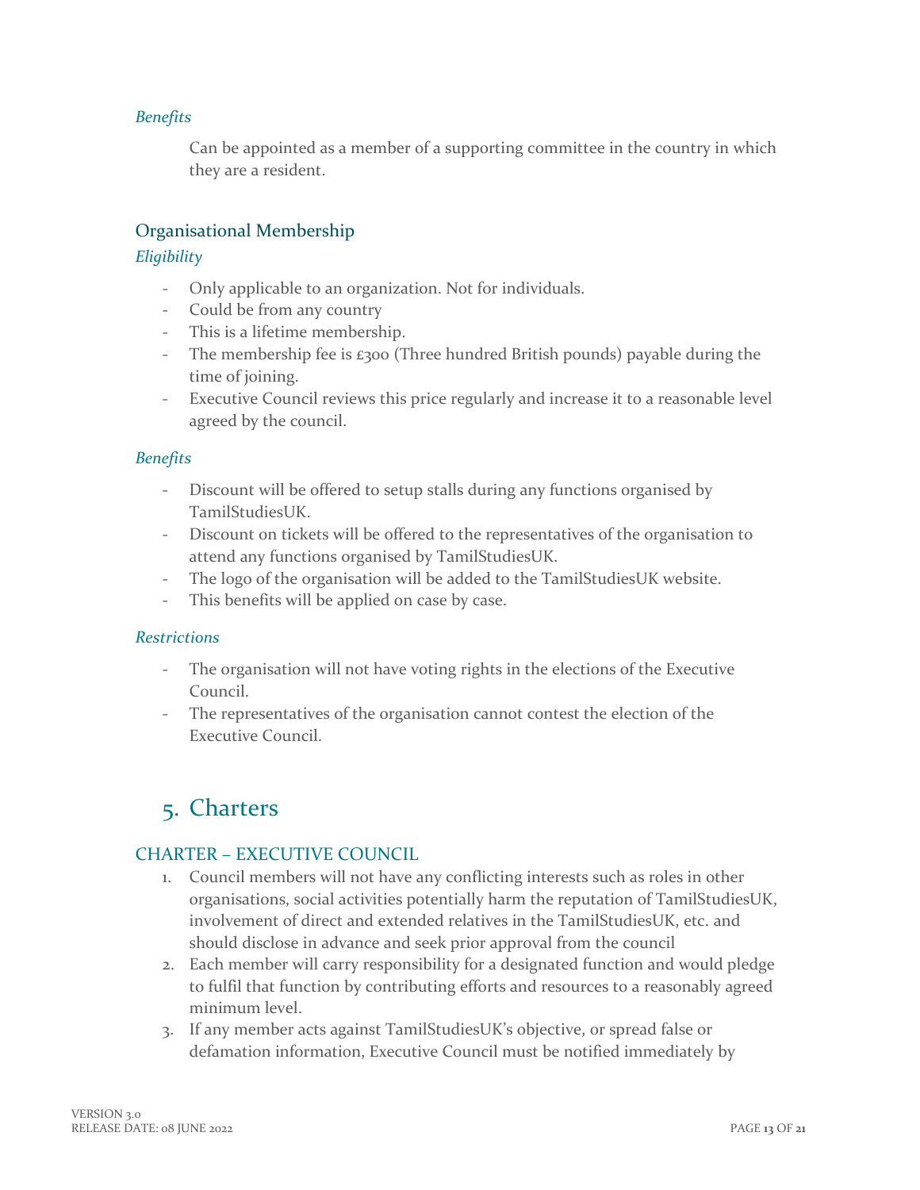*Benefits*

Can be appointed as a member of a supporting committee in the country in which they are a resident.

### Organisational Membership

*Eligibility*

- Only applicable to an organization. Not for individuals.
- Could be from any country
- This is a lifetime membership.
- The membership fee is £300 (Three hundred British pounds) payable during the time of joining.
- Executive Council reviews this price regularly and increase it to a reasonable level agreed by the council.

*Benefits*

- Discount will be offered to setup stalls during any functions organised by TamilStudiesUK.
- Discount on tickets will be offered to the representatives of the organisation to attend any functions organised by TamilStudiesUK.
- The logo of the organisation will be added to the TamilStudiesUK website.
- This benefits will be applied on case by case.

*Restrictions*

- The organisation will not have voting rights in the elections of the Executive Council.
- The representatives of the organisation cannot contest the election of the Executive Council.

# 5. Charters

### CHARTER – EXECUTIVE COUNCIL

1. Council members will not have any conflicting interests such as roles in other organisations, social activities potentially harm the reputation of TamilStudiesUK, involvement of direct and extended relatives in the TamilStudiesUK, etc. and should disclose in advance and seek prior approval from the council
2. Each member will carry responsibility for a designated function and would pledge to fulfil that function by contributing efforts and resources to a reasonably agreed minimum level.
3. If any member acts against TamilStudiesUK's objective, or spread false or defamation information, Executive Council must be notified immediately by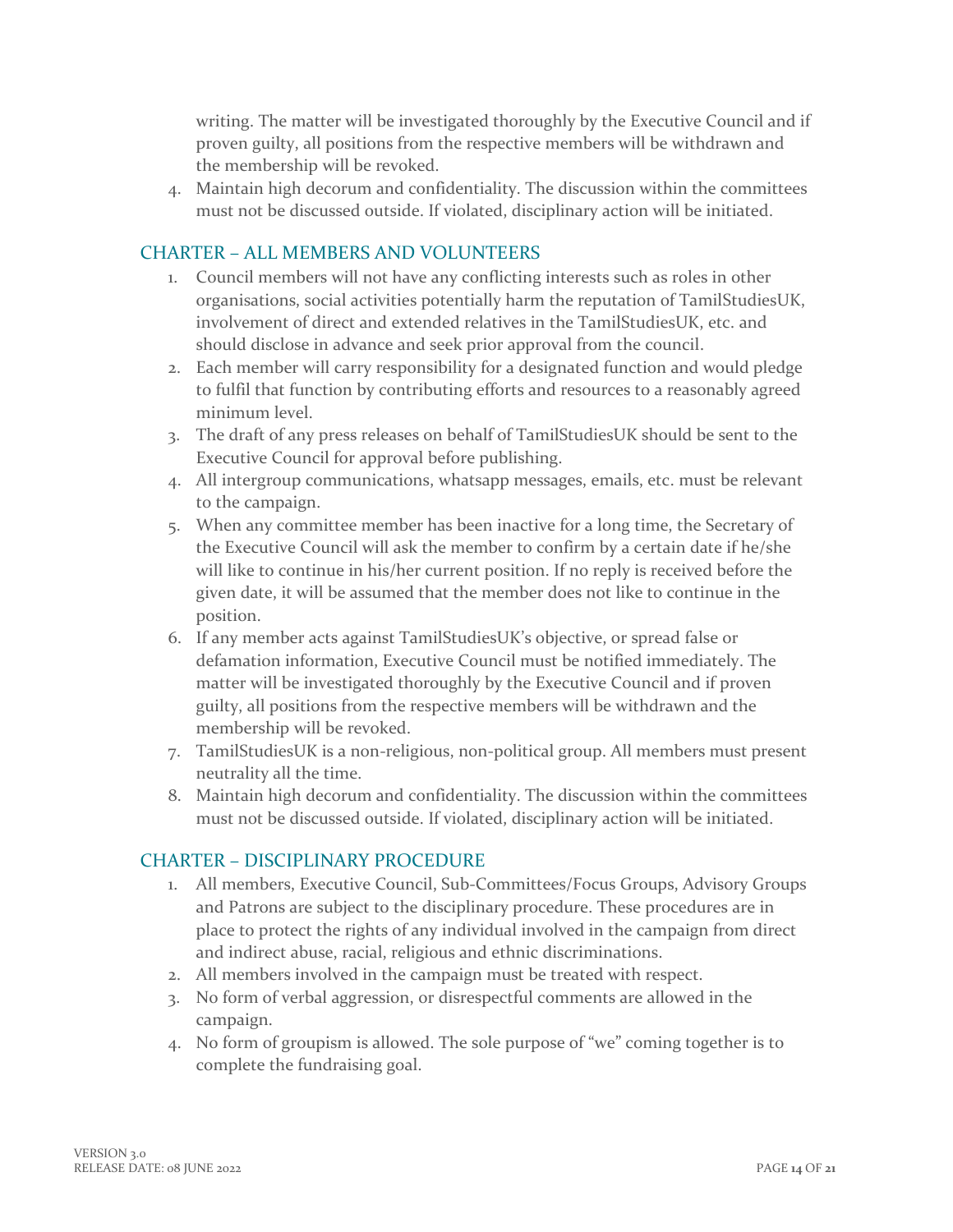writing. The matter will be investigated thoroughly by the Executive Council and if proven guilty, all positions from the respective members will be withdrawn and the membership will be revoked.

4. Maintain high decorum and confidentiality. The discussion within the committees must not be discussed outside. If violated, disciplinary action will be initiated.

## CHARTER – ALL MEMBERS AND VOLUNTEERS

1. Council members will not have any conflicting interests such as roles in other organisations, social activities potentially harm the reputation of TamilStudiesUK, involvement of direct and extended relatives in the TamilStudiesUK, etc. and should disclose in advance and seek prior approval from the council.
2. Each member will carry responsibility for a designated function and would pledge to fulfil that function by contributing efforts and resources to a reasonably agreed minimum level.
3. The draft of any press releases on behalf of TamilStudiesUK should be sent to the Executive Council for approval before publishing.
4. All intergroup communications, whatsapp messages, emails, etc. must be relevant to the campaign.
5. When any committee member has been inactive for a long time, the Secretary of the Executive Council will ask the member to confirm by a certain date if he/she will like to continue in his/her current position. If no reply is received before the given date, it will be assumed that the member does not like to continue in the position.
6. If any member acts against TamilStudiesUK's objective, or spread false or defamation information, Executive Council must be notified immediately. The matter will be investigated thoroughly by the Executive Council and if proven guilty, all positions from the respective members will be withdrawn and the membership will be revoked.
7. TamilStudiesUK is a non-religious, non-political group. All members must present neutrality all the time.
8. Maintain high decorum and confidentiality. The discussion within the committees must not be discussed outside. If violated, disciplinary action will be initiated.

## CHARTER – DISCIPLINARY PROCEDURE

1. All members, Executive Council, Sub-Committees/Focus Groups, Advisory Groups and Patrons are subject to the disciplinary procedure. These procedures are in place to protect the rights of any individual involved in the campaign from direct and indirect abuse, racial, religious and ethnic discriminations.
2. All members involved in the campaign must be treated with respect.
3. No form of verbal aggression, or disrespectful comments are allowed in the campaign.
4. No form of groupism is allowed. The sole purpose of "we" coming together is to complete the fundraising goal.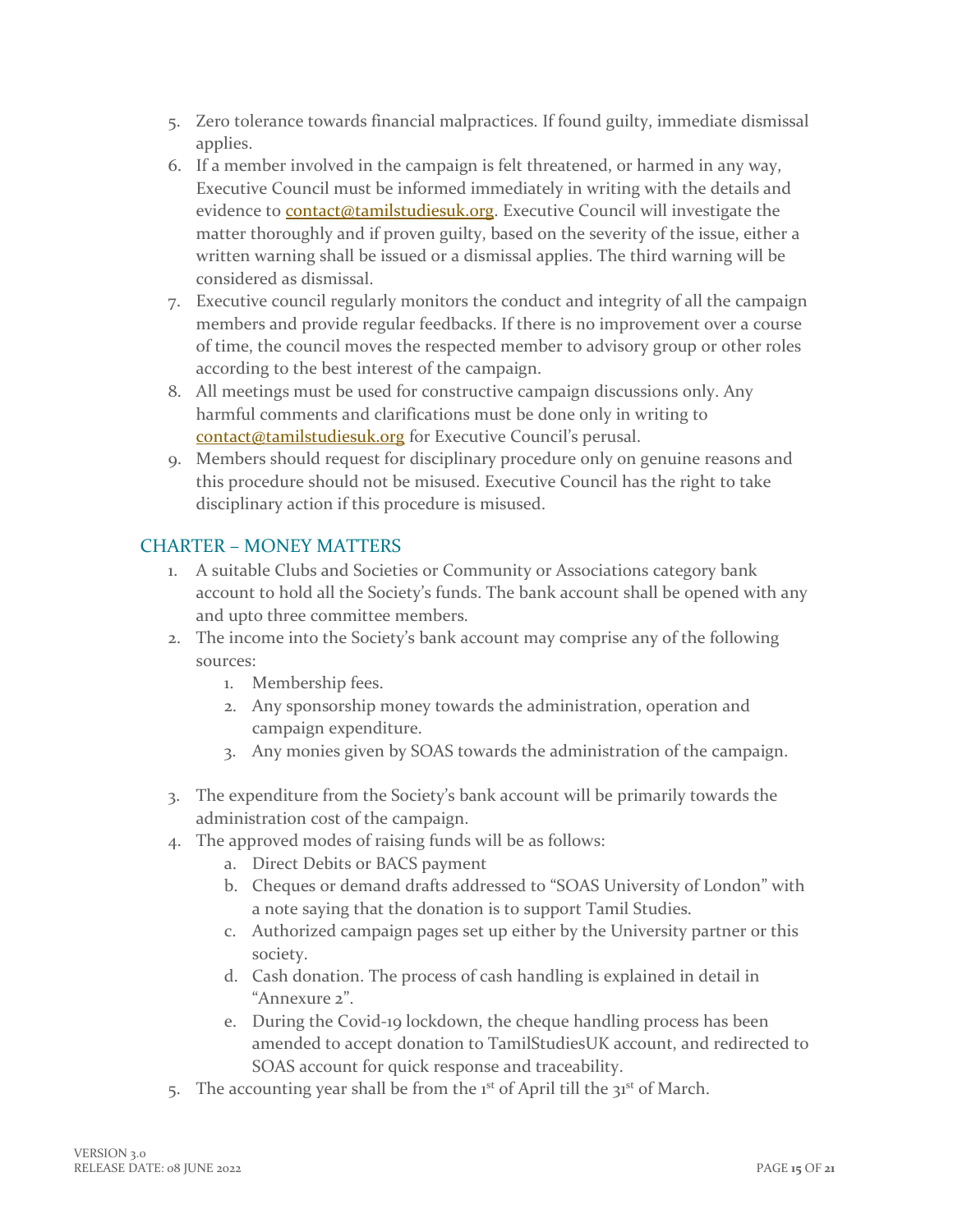5. Zero tolerance towards financial malpractices. If found guilty, immediate dismissal applies.
6. If a member involved in the campaign is felt threatened, or harmed in any way, Executive Council must be informed immediately in writing with the details and evidence to contact@tamilstudiesuk.org. Executive Council will investigate the matter thoroughly and if proven guilty, based on the severity of the issue, either a written warning shall be issued or a dismissal applies. The third warning will be considered as dismissal.
7. Executive council regularly monitors the conduct and integrity of all the campaign members and provide regular feedbacks. If there is no improvement over a course of time, the council moves the respected member to advisory group or other roles according to the best interest of the campaign.
8. All meetings must be used for constructive campaign discussions only. Any harmful comments and clarifications must be done only in writing to contact@tamilstudiesuk.org for Executive Council's perusal.
9. Members should request for disciplinary procedure only on genuine reasons and this procedure should not be misused. Executive Council has the right to take disciplinary action if this procedure is misused.

## CHARTER – MONEY MATTERS

1. A suitable Clubs and Societies or Community or Associations category bank account to hold all the Society's funds. The bank account shall be opened with any and upto three committee members.
2. The income into the Society's bank account may comprise any of the following sources:
    1. Membership fees.
    2. Any sponsorship money towards the administration, operation and campaign expenditure.
    3. Any monies given by SOAS towards the administration of the campaign.
3. The expenditure from the Society's bank account will be primarily towards the administration cost of the campaign.
4. The approved modes of raising funds will be as follows:
    a. Direct Debits or BACS payment
    b. Cheques or demand drafts addressed to "SOAS University of London" with a note saying that the donation is to support Tamil Studies.
    c. Authorized campaign pages set up either by the University partner or this society.
    d. Cash donation. The process of cash handling is explained in detail in "Annexure 2".
    e. During the Covid-19 lockdown, the cheque handling process has been amended to accept donation to TamilStudiesUK account, and redirected to SOAS account for quick response and traceability.
5. The accounting year shall be from the 1st of April till the 31st of March.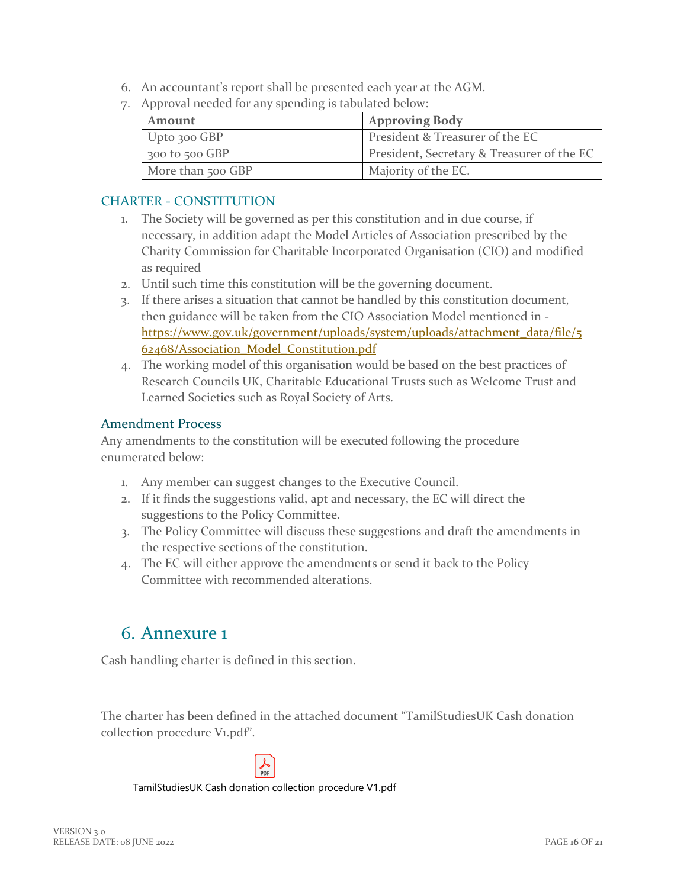6. An accountant's report shall be presented each year at the AGM.
7. Approval needed for any spending is tabulated below:

| Amount | Approving Body |
|---|---|
| Upto 300 GBP | President & Treasurer of the EC |
| 300 to 500 GBP | President, Secretary & Treasurer of the EC |
| More than 500 GBP | Majority of the EC. |

### CHARTER - CONSTITUTION

1. The Society will be governed as per this constitution and in due course, if necessary, in addition adapt the Model Articles of Association prescribed by the Charity Commission for Charitable Incorporated Organisation (CIO) and modified as required
2. Until such time this constitution will be the governing document.
3. If there arises a situation that cannot be handled by this constitution document, then guidance will be taken from the CIO Association Model mentioned in - https://www.gov.uk/government/uploads/system/uploads/attachment_data/file/562468/Association_Model_Constitution.pdf
4. The working model of this organisation would be based on the best practices of Research Councils UK, Charitable Educational Trusts such as Welcome Trust and Learned Societies such as Royal Society of Arts.

### Amendment Process

Any amendments to the constitution will be executed following the procedure enumerated below:

1. Any member can suggest changes to the Executive Council.
2. If it finds the suggestions valid, apt and necessary, the EC will direct the suggestions to the Policy Committee.
3. The Policy Committee will discuss these suggestions and draft the amendments in the respective sections of the constitution.
4. The EC will either approve the amendments or send it back to the Policy Committee with recommended alterations.

## 6. Annexure 1

Cash handling charter is defined in this section.

The charter has been defined in the attached document "TamilStudiesUK Cash donation collection procedure V1.pdf".

TamilStudiesUK Cash donation collection procedure V1.pdf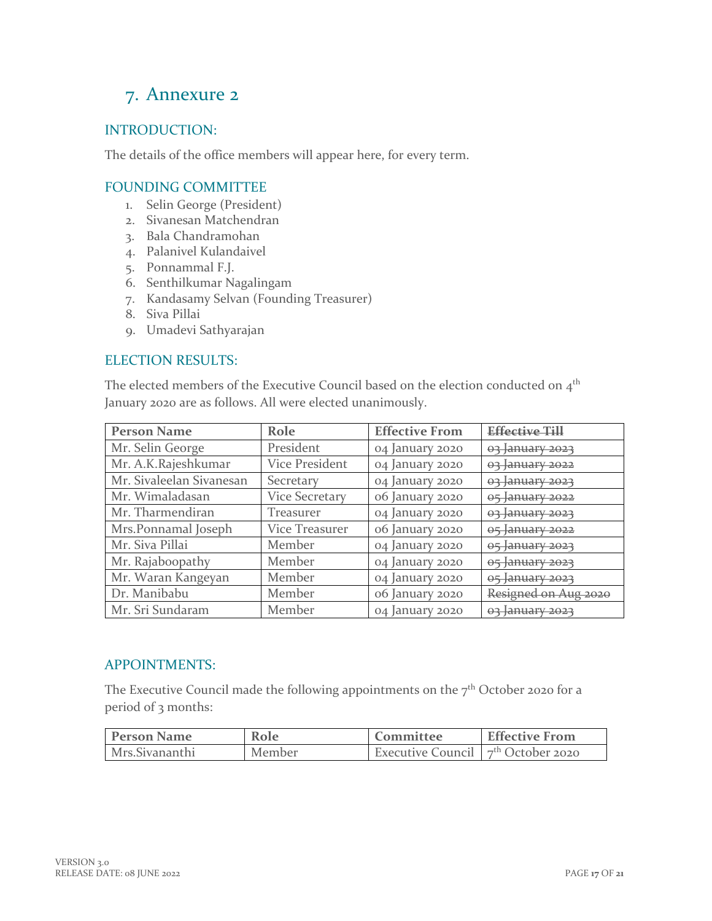# 7. Annexure 2

## INTRODUCTION:

The details of the office members will appear here, for every term.

## FOUNDING COMMITTEE

1. Selin George (President)
2. Sivanesan Matchendran
3. Bala Chandramohan
4. Palanivel Kulandaivel
5. Ponnammal F.J.
6. Senthilkumar Nagalingam
7. Kandasamy Selvan (Founding Treasurer)
8. Siva Pillai
9. Umadevi Sathyarajan

## ELECTION RESULTS:

The elected members of the Executive Council based on the election conducted on 4th January 2020 are as follows. All were elected unanimously.

| Person Name | Role | Effective From | ~~Effective Till~~ |
|---|---|---|---|
| Mr. Selin George | President | 04 January 2020 | ~~03 January 2023~~ |
| Mr. A.K.Rajeshkumar | Vice President | 04 January 2020 | ~~03 January 2022~~ |
| Mr. Sivaleelan Sivanesan | Secretary | 04 January 2020 | ~~03 January 2023~~ |
| Mr. Wimaladasan | Vice Secretary | 06 January 2020 | ~~05 January 2022~~ |
| Mr. Tharmendiran | Treasurer | 04 January 2020 | ~~03 January 2023~~ |
| Mrs.Ponnamal Joseph | Vice Treasurer | 06 January 2020 | ~~05 January 2022~~ |
| Mr. Siva Pillai | Member | 04 January 2020 | ~~05 January 2023~~ |
| Mr. Rajaboopathy | Member | 04 January 2020 | ~~05 January 2023~~ |
| Mr. Waran Kangeyan | Member | 04 January 2020 | ~~05 January 2023~~ |
| Dr. Manibabu | Member | 06 January 2020 | ~~Resigned on Aug 2020~~ |
| Mr. Sri Sundaram | Member | 04 January 2020 | ~~03 January 2023~~ |

## APPOINTMENTS:

The Executive Council made the following appointments on the 7th October 2020 for a period of 3 months:

| Person Name | Role | Committee | Effective From |
|---|---|---|---|
| Mrs.Sivananthi | Member | Executive Council | 7th October 2020 |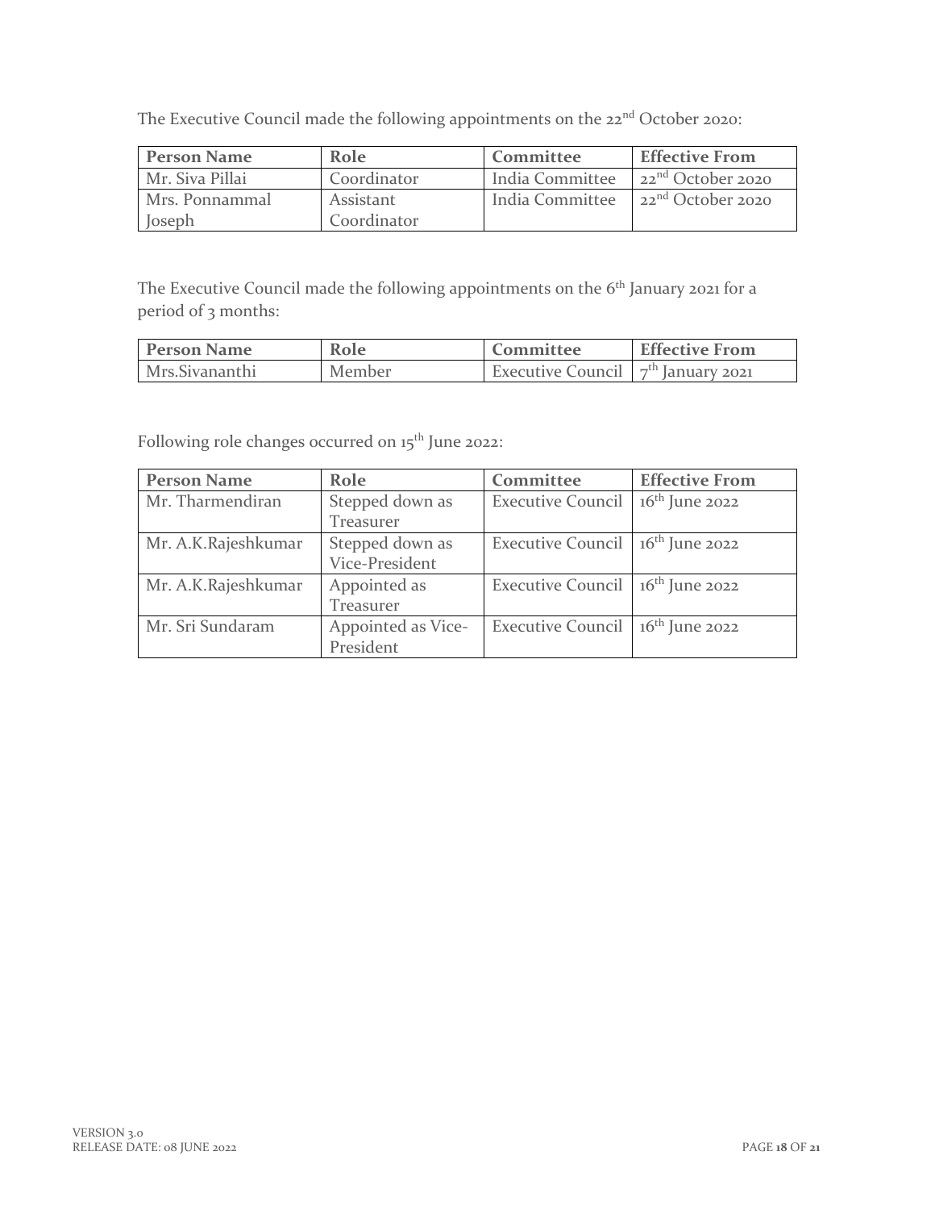The Executive Council made the following appointments on the 22nd October 2020:

| Person Name | Role | Committee | Effective From |
| --- | --- | --- | --- |
| Mr. Siva Pillai | Coordinator | India Committee | 22nd October 2020 |
| Mrs. Ponnammal Joseph | Assistant Coordinator | India Committee | 22nd October 2020 |

The Executive Council made the following appointments on the 6th January 2021 for a period of 3 months:

| Person Name | Role | Committee | Effective From |
| --- | --- | --- | --- |
| Mrs.Sivananthi | Member | Executive Council | 7th January 2021 |

Following role changes occurred on 15th June 2022:

| Person Name | Role | Committee | Effective From |
| --- | --- | --- | --- |
| Mr. Tharmendiran | Stepped down as Treasurer | Executive Council | 16th June 2022 |
| Mr. A.K.Rajeshkumar | Stepped down as Vice-President | Executive Council | 16th June 2022 |
| Mr. A.K.Rajeshkumar | Appointed as Treasurer | Executive Council | 16th June 2022 |
| Mr. Sri Sundaram | Appointed as Vice-President | Executive Council | 16th June 2022 |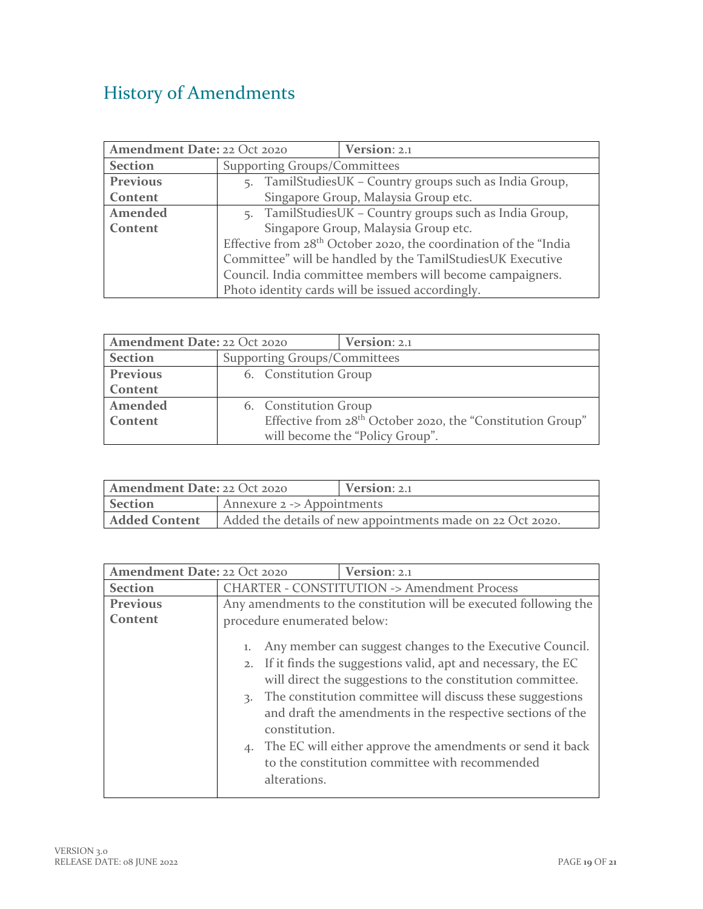## History of Amendments

| **Amendment Date:** 22 Oct 2020 | **Version**: 2.1 |
|---|---|
| **Section** | Supporting Groups/Committees |
| **Previous Content** | 5. TamilStudiesUK – Country groups such as India Group, Singapore Group, Malaysia Group etc. |
| **Amended Content** | 5. TamilStudiesUK – Country groups such as India Group, Singapore Group, Malaysia Group etc. <br> Effective from 28th October 2020, the coordination of the "India Committee" will be handled by the TamilStudiesUK Executive Council. India committee members will become campaigners. Photo identity cards will be issued accordingly. |

| **Amendment Date:** 22 Oct 2020 | **Version**: 2.1 |
|---|---|
| **Section** | Supporting Groups/Committees |
| **Previous Content** | 6. Constitution Group |
| **Amended Content** | 6. Constitution Group <br> Effective from 28th October 2020, the "Constitution Group" will become the "Policy Group". |

| **Amendment Date:** 22 Oct 2020 | **Version**: 2.1 |
|---|---|
| **Section** | Annexure 2 -> Appointments |
| **Added Content** | Added the details of new appointments made on 22 Oct 2020. |

| **Amendment Date:** 22 Oct 2020 | **Version**: 2.1 |
|---|---|
| **Section** | CHARTER - CONSTITUTION -> Amendment Process |
| **Previous Content** | Any amendments to the constitution will be executed following the procedure enumerated below: <br> 1. Any member can suggest changes to the Executive Council. <br> 2. If it finds the suggestions valid, apt and necessary, the EC will direct the suggestions to the constitution committee. <br> 3. The constitution committee will discuss these suggestions and draft the amendments in the respective sections of the constitution. <br> 4. The EC will either approve the amendments or send it back to the constitution committee with recommended alterations. |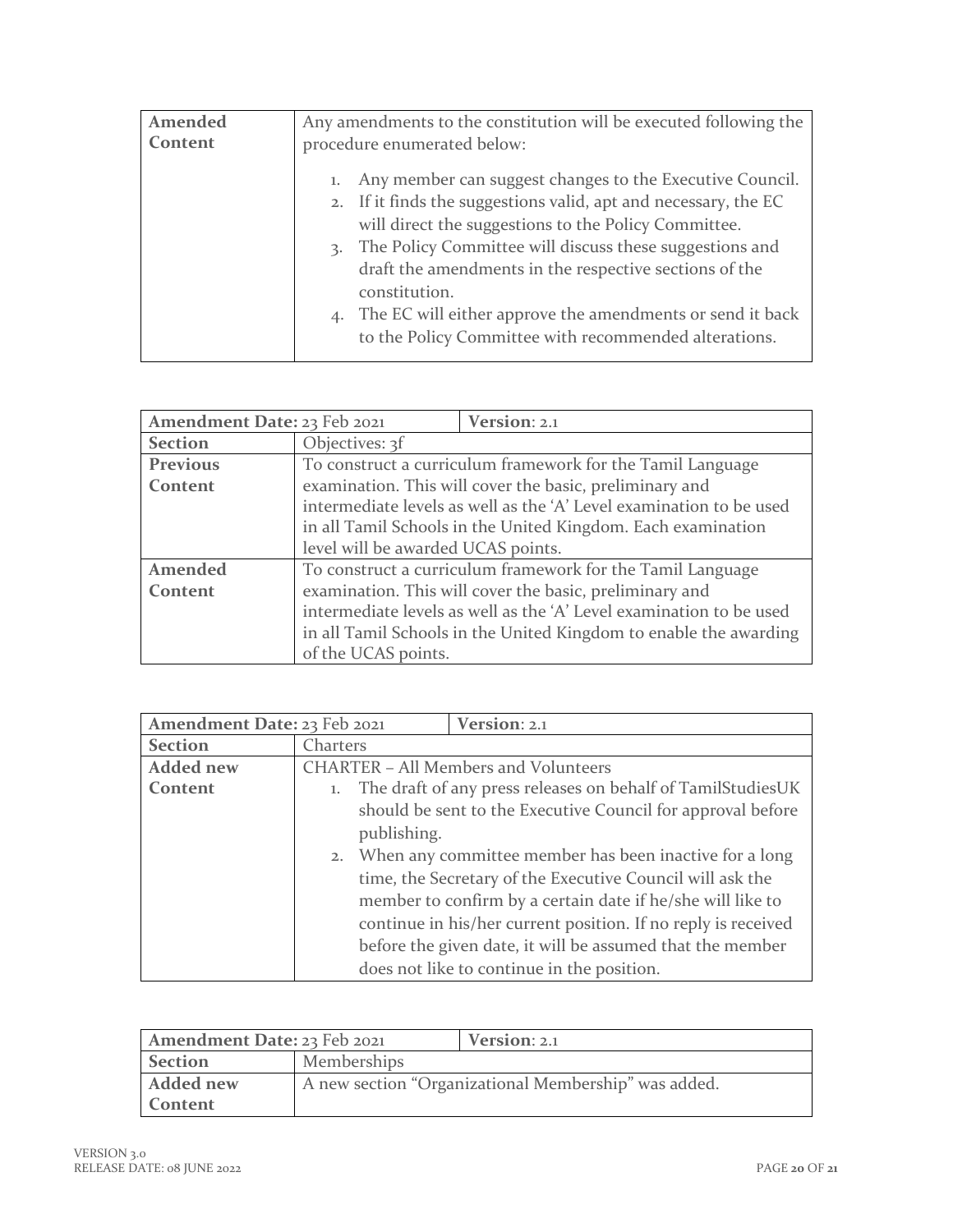| Amended Content | Any amendments to the constitution will be executed following the procedure enumerated below:<br><br>1. Any member can suggest changes to the Executive Council.<br>2. If it finds the suggestions valid, apt and necessary, the EC will direct the suggestions to the Policy Committee.<br>3. The Policy Committee will discuss these suggestions and draft the amendments in the respective sections of the constitution.<br>4. The EC will either approve the amendments or send it back to the Policy Committee with recommended alterations. |
|---|---|

| **Amendment Date:** 23 Feb 2021 | **Version**: 2.1 |
|---|---|
| **Section** | Objectives: 3f |
| **Previous Content** | To construct a curriculum framework for the Tamil Language examination. This will cover the basic, preliminary and intermediate levels as well as the 'A' Level examination to be used in all Tamil Schools in the United Kingdom. Each examination level will be awarded UCAS points. |
| **Amended Content** | To construct a curriculum framework for the Tamil Language examination. This will cover the basic, preliminary and intermediate levels as well as the 'A' Level examination to be used in all Tamil Schools in the United Kingdom to enable the awarding of the UCAS points. |

| **Amendment Date:** 23 Feb 2021 | **Version**: 2.1 |
|---|---|
| **Section** | Charters |
| **Added new Content** | CHARTER – All Members and Volunteers<br>1. The draft of any press releases on behalf of TamilStudiesUK should be sent to the Executive Council for approval before publishing.<br>2. When any committee member has been inactive for a long time, the Secretary of the Executive Council will ask the member to confirm by a certain date if he/she will like to continue in his/her current position. If no reply is received before the given date, it will be assumed that the member does not like to continue in the position. |

| **Amendment Date:** 23 Feb 2021 | **Version**: 2.1 |
|---|---|
| **Section** | Memberships |
| **Added new Content** | A new section "Organizational Membership" was added. |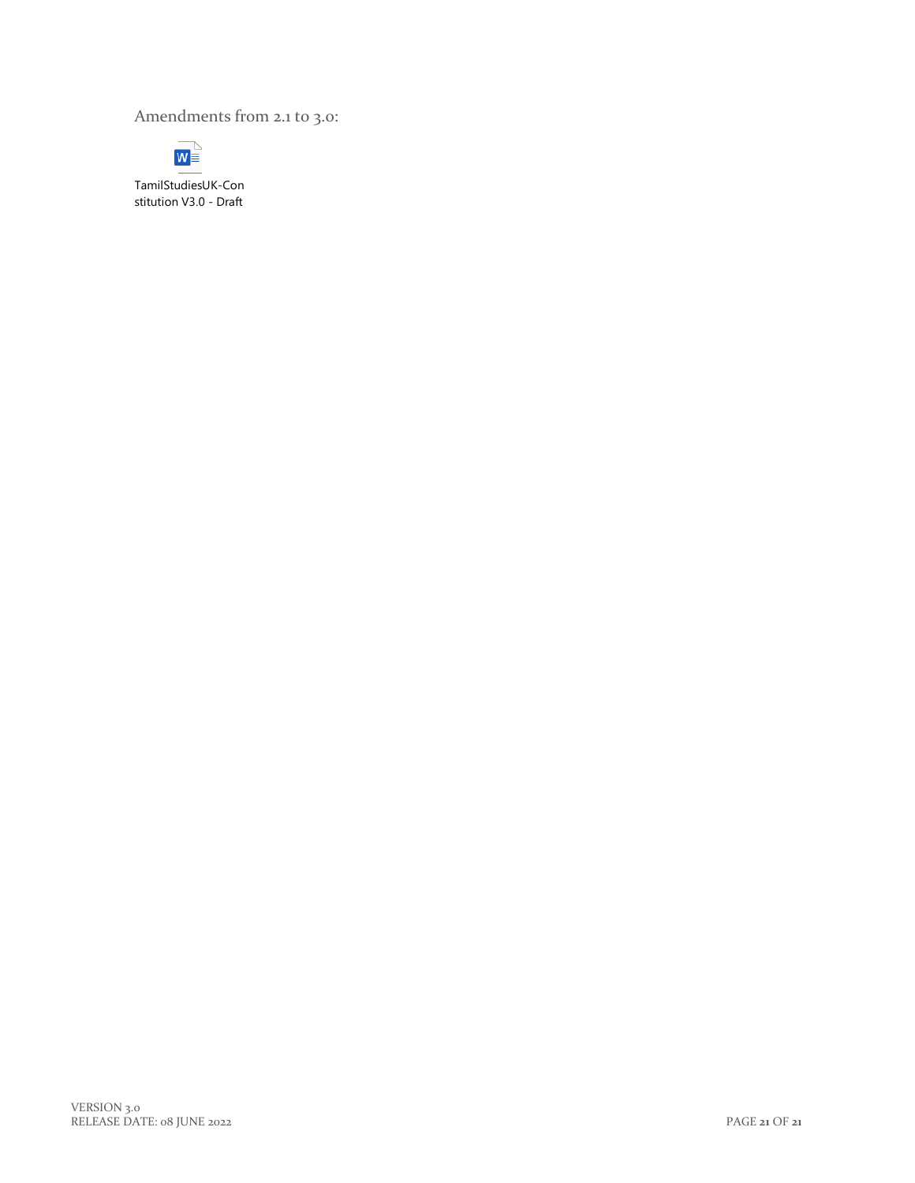Amendments from 2.1 to 3.0:

TamilStudiesUK-Constitution V3.0 - Draft